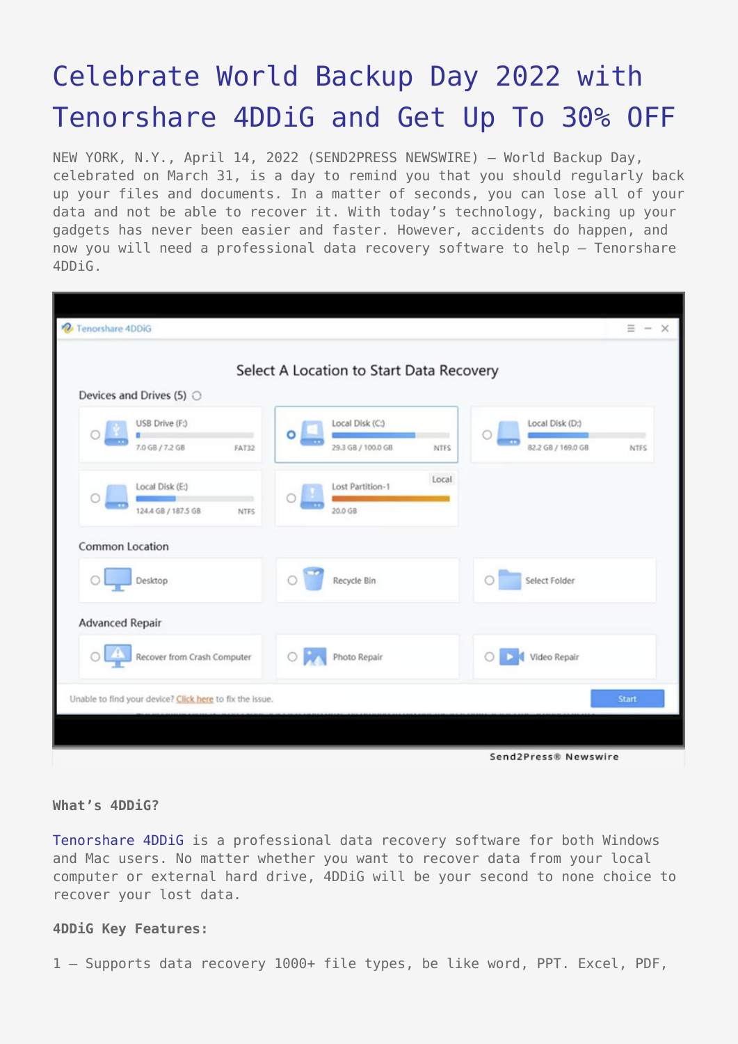# Celebrate World Backup Day 2022 with Tenorshare 4DDiG and Get Up To 30% OFF

NEW YORK, N.Y., April 14, 2022 (SEND2PRESS NEWSWIRE) — World Backup Day, celebrated on March 31, is a day to remind you that you should regularly back up your files and documents. In a matter of seconds, you can lose all of your data and not be able to recover it. With today's technology, backing up your gadgets has never been easier and faster. However, accidents do happen, and now you will need a professional data recovery software to help — Tenorshare 4DDiG.

**What's 4DDiG?**

Tenorshare 4DDiG is a professional data recovery software for both Windows and Mac users. No matter whether you want to recover data from your local computer or external hard drive, 4DDiG will be your second to none choice to recover your lost data.

**4DDiG Key Features:**

1 — Supports data recovery 1000+ file types, be like word, PPT. Excel, PDF,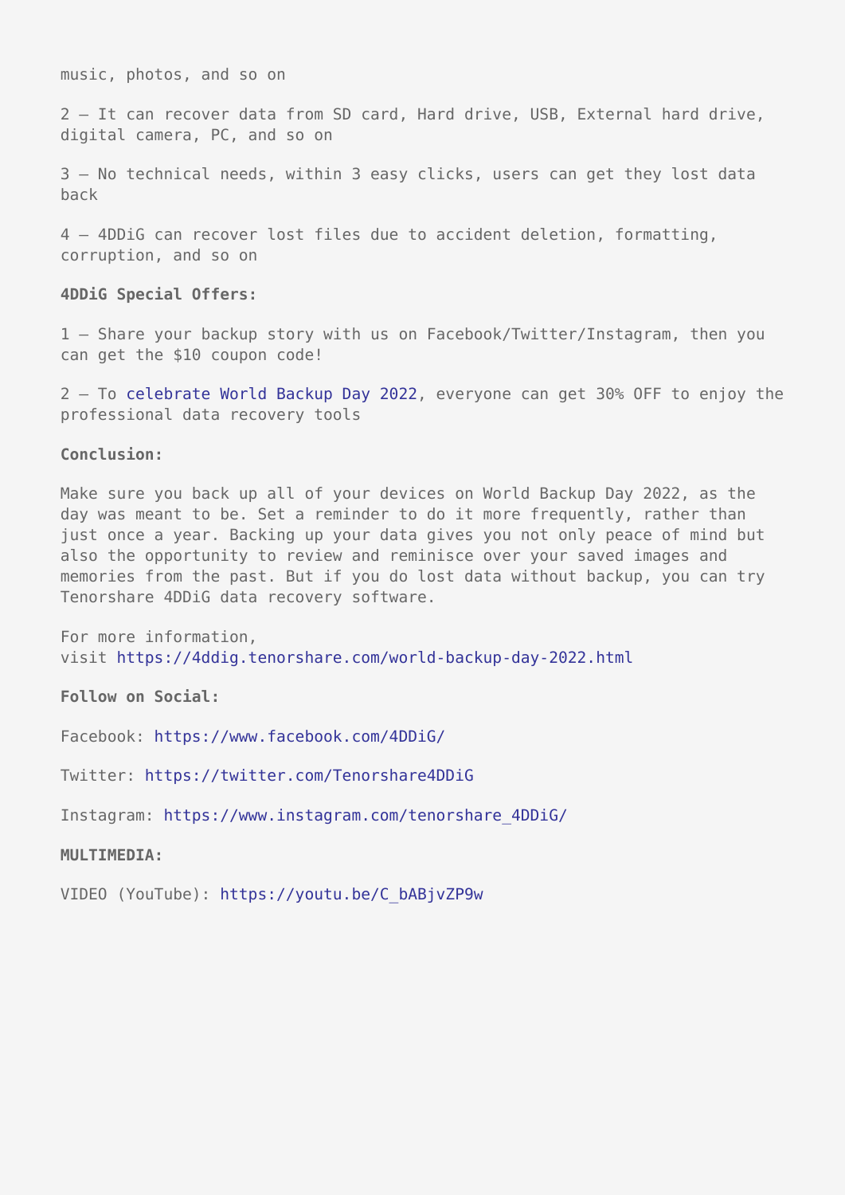music, photos, and so on

2 – It can recover data from SD card, Hard drive, USB, External hard drive, digital camera, PC, and so on

3 – No technical needs, within 3 easy clicks, users can get they lost data back

4 – 4DDiG can recover lost files due to accident deletion, formatting, corruption, and so on

**4DDiG Special Offers:**

1 – Share your backup story with us on Facebook/Twitter/Instagram, then you can get the $10 coupon code!

2 – To celebrate World Backup Day 2022, everyone can get 30% OFF to enjoy the professional data recovery tools

**Conclusion:**

Make sure you back up all of your devices on World Backup Day 2022, as the day was meant to be. Set a reminder to do it more frequently, rather than just once a year. Backing up your data gives you not only peace of mind but also the opportunity to review and reminisce over your saved images and memories from the past. But if you do lost data without backup, you can try Tenorshare 4DDiG data recovery software.

For more information, visit https://4ddig.tenorshare.com/world-backup-day-2022.html

**Follow on Social:**

Facebook: https://www.facebook.com/4DDiG/

Twitter: https://twitter.com/Tenorshare4DDiG

Instagram: https://www.instagram.com/tenorshare_4DDiG/

**MULTIMEDIA:**

VIDEO (YouTube): https://youtu.be/C_bABjvZP9w